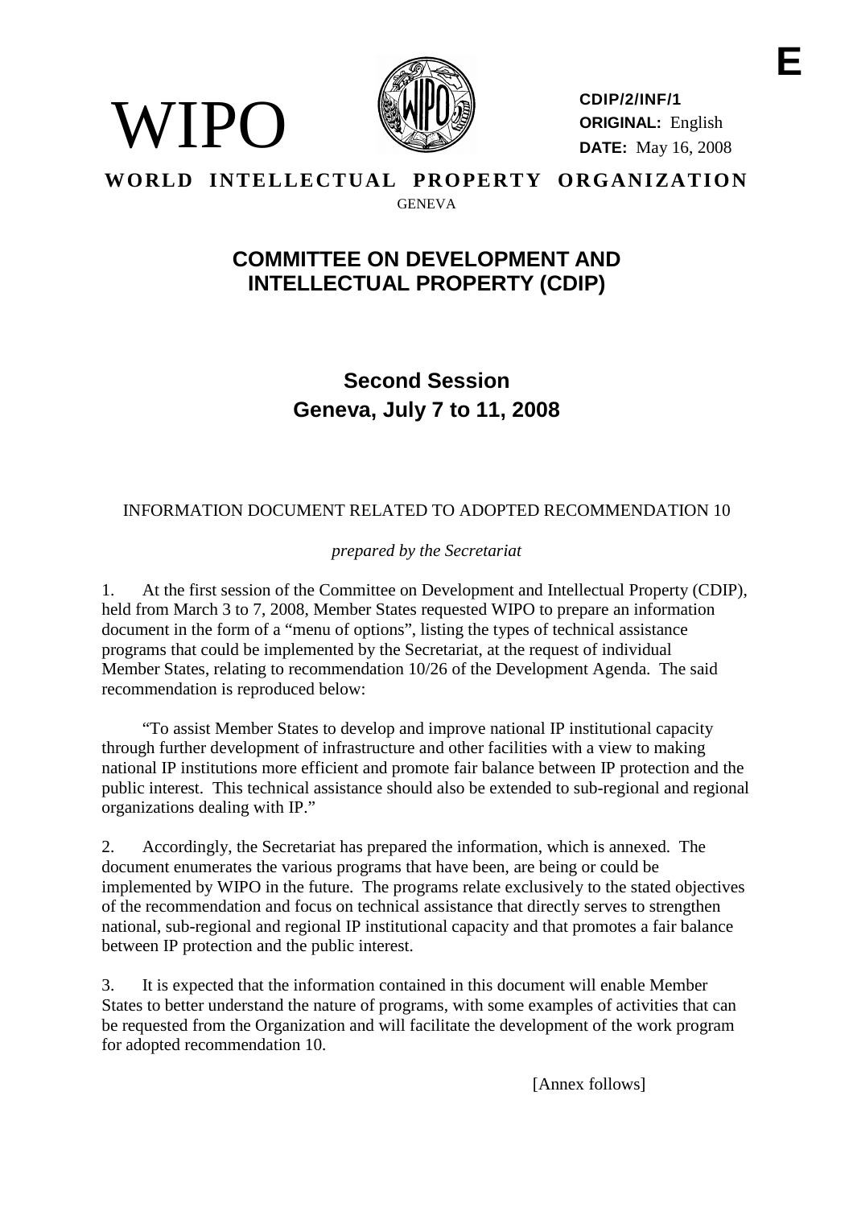E

WIPO

CDIP/2/INF/1
ORIGINAL: English
DATE: May 16, 2008

**WORLD INTELLECTUAL PROPERTY ORGANIZATION**
GENEVA

# COMMITTEE ON DEVELOPMENT AND INTELLECTUAL PROPERTY (CDIP)

## Second Session
## Geneva, July 7 to 11, 2008

INFORMATION DOCUMENT RELATED TO ADOPTED RECOMMENDATION 10

*prepared by the Secretariat*

1. At the first session of the Committee on Development and Intellectual Property (CDIP), held from March 3 to 7, 2008, Member States requested WIPO to prepare an information document in the form of a "menu of options", listing the types of technical assistance programs that could be implemented by the Secretariat, at the request of individual Member States, relating to recommendation 10/26 of the Development Agenda. The said recommendation is reproduced below:

"To assist Member States to develop and improve national IP institutional capacity through further development of infrastructure and other facilities with a view to making national IP institutions more efficient and promote fair balance between IP protection and the public interest. This technical assistance should also be extended to sub-regional and regional organizations dealing with IP."

2. Accordingly, the Secretariat has prepared the information, which is annexed. The document enumerates the various programs that have been, are being or could be implemented by WIPO in the future. The programs relate exclusively to the stated objectives of the recommendation and focus on technical assistance that directly serves to strengthen national, sub-regional and regional IP institutional capacity and that promotes a fair balance between IP protection and the public interest.

3. It is expected that the information contained in this document will enable Member States to better understand the nature of programs, with some examples of activities that can be requested from the Organization and will facilitate the development of the work program for adopted recommendation 10.

[Annex follows]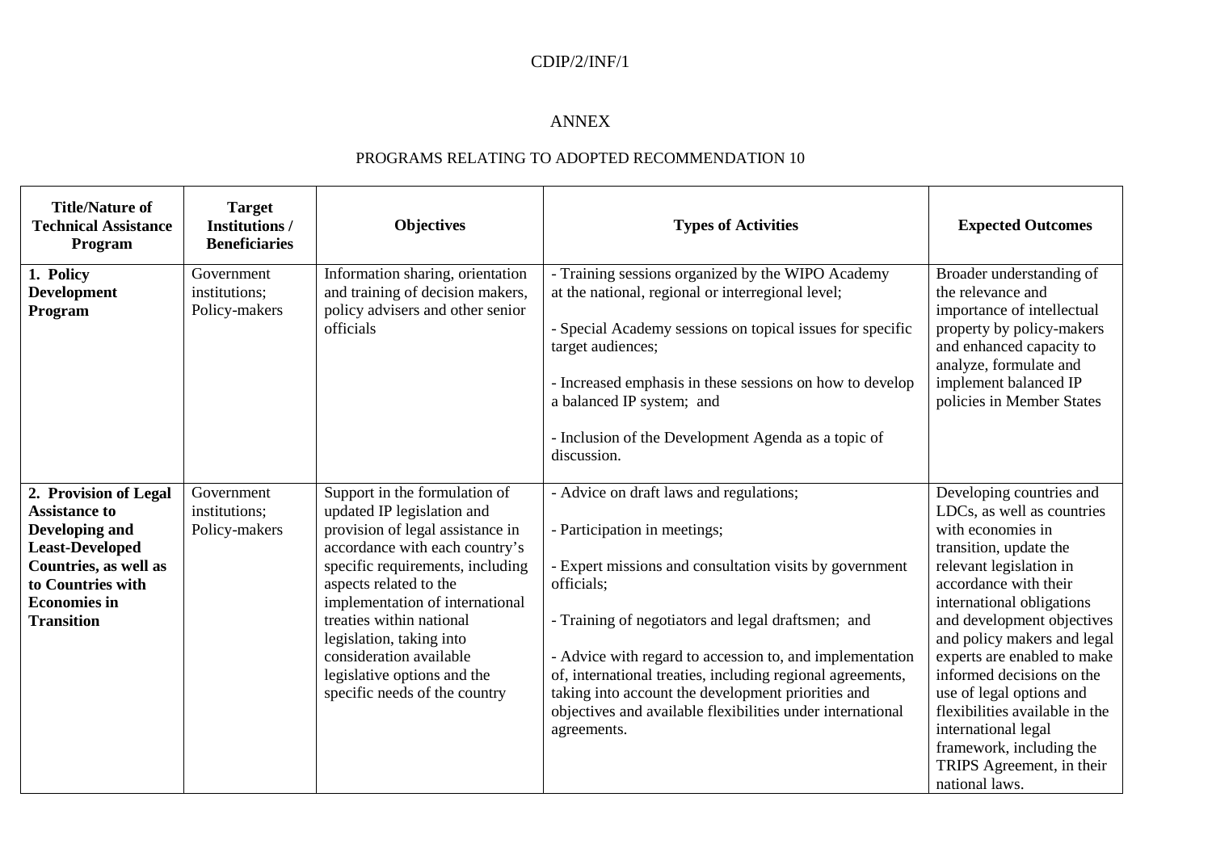ANNEX

PROGRAMS RELATING TO ADOPTED RECOMMENDATION 10

| Title/Nature of Technical Assistance Program | Target Institutions / Beneficiaries | Objectives | Types of Activities | Expected Outcomes |
|---|---|---|---|---|
| **1. Policy Development Program** | Government institutions; Policy-makers | Information sharing, orientation and training of decision makers, policy advisers and other senior officials | - Training sessions organized by the WIPO Academy at the national, regional or interregional level;<br><br>- Special Academy sessions on topical issues for specific target audiences;<br><br>- Increased emphasis in these sessions on how to develop a balanced IP system; and<br><br>- Inclusion of the Development Agenda as a topic of discussion. | Broader understanding of the relevance and importance of intellectual property by policy-makers and enhanced capacity to analyze, formulate and implement balanced IP policies in Member States |
| **2. Provision of Legal Assistance to Developing and Least-Developed Countries, as well as to Countries with Economies in Transition** | Government institutions; Policy-makers | Support in the formulation of updated IP legislation and provision of legal assistance in accordance with each country's specific requirements, including aspects related to the implementation of international treaties within national legislation, taking into consideration available legislative options and the specific needs of the country | - Advice on draft laws and regulations;<br><br>- Participation in meetings;<br><br>- Expert missions and consultation visits by government officials;<br><br>- Training of negotiators and legal draftsmen; and<br><br>- Advice with regard to accession to, and implementation of, international treaties, including regional agreements, taking into account the development priorities and objectives and available flexibilities under international agreements. | Developing countries and LDCs, as well as countries with economies in transition, update the relevant legislation in accordance with their international obligations and development objectives and policy makers and legal experts are enabled to make informed decisions on the use of legal options and flexibilities available in the international legal framework, including the TRIPS Agreement, in their national laws. |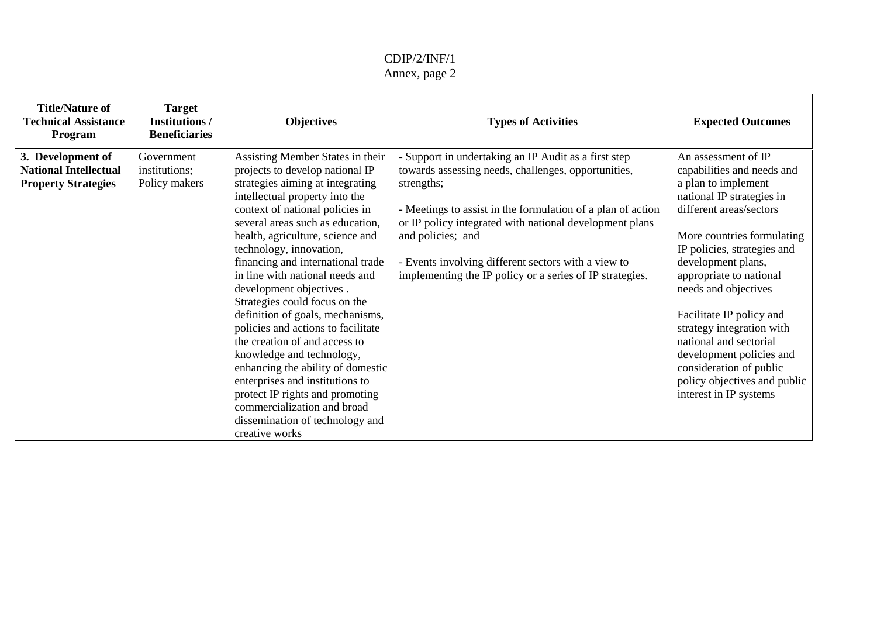| Title/Nature of Technical Assistance Program | Target Institutions / Beneficiaries | Objectives | Types of Activities | Expected Outcomes |
|---|---|---|---|---|
| **3. Development of National Intellectual Property Strategies** | Government institutions; Policy makers | Assisting Member States in their projects to develop national IP strategies aiming at integrating intellectual property into the context of national policies in several areas such as education, health, agriculture, science and technology, innovation, financing and international trade in line with national needs and development objectives . Strategies could focus on the definition of goals, mechanisms, policies and actions to facilitate the creation of and access to knowledge and technology, enhancing the ability of domestic enterprises and institutions to protect IP rights and promoting commercialization and broad dissemination of technology and creative works | - Support in undertaking an IP Audit as a first step towards assessing needs, challenges, opportunities, strengths;<br><br>- Meetings to assist in the formulation of a plan of action or IP policy integrated with national development plans and policies; and<br><br>- Events involving different sectors with a view to implementing the IP policy or a series of IP strategies. | An assessment of IP capabilities and needs and a plan to implement national IP strategies in different areas/sectors<br><br>More countries formulating IP policies, strategies and development plans, appropriate to national needs and objectives<br><br>Facilitate IP policy and strategy integration with national and sectorial development policies and consideration of public policy objectives and public interest in IP systems |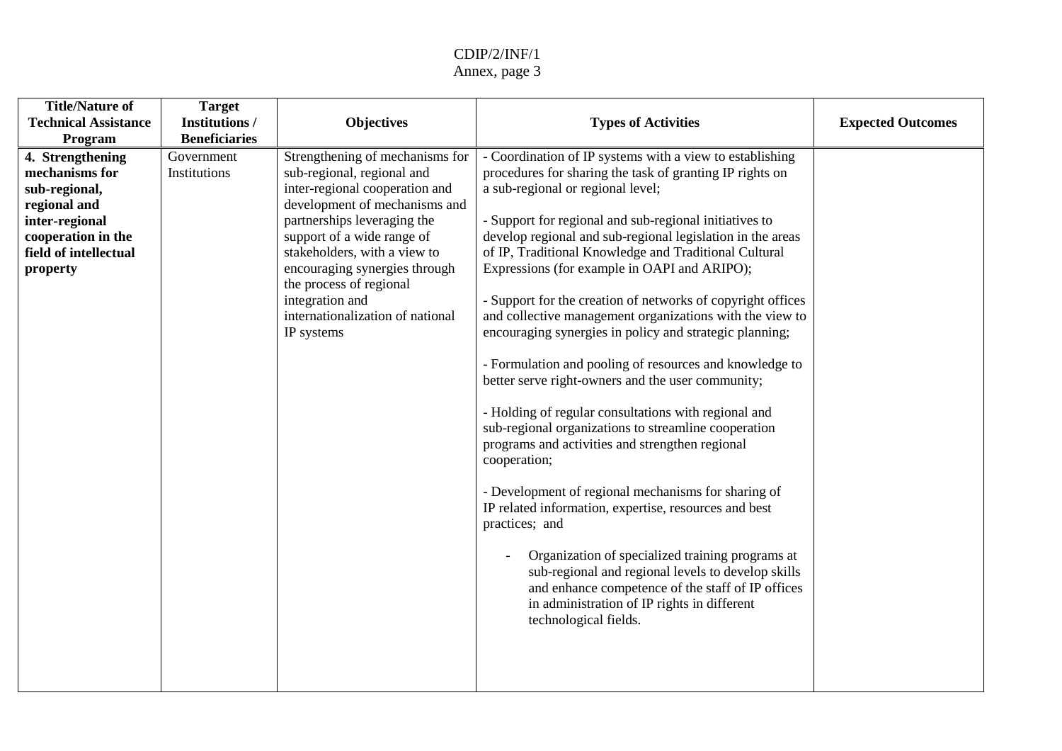| Title/Nature of Technical Assistance Program | Target Institutions / Beneficiaries | Objectives | Types of Activities | Expected Outcomes |
|---|---|---|---|---|
| **4. Strengthening mechanisms for sub-regional, regional and inter-regional cooperation in the field of intellectual property** | Government Institutions | Strengthening of mechanisms for sub-regional, regional and inter-regional cooperation and development of mechanisms and partnerships leveraging the support of a wide range of stakeholders, with a view to encouraging synergies through the process of regional integration and internationalization of national IP systems | - Coordination of IP systems with a view to establishing procedures for sharing the task of granting IP rights on a sub-regional or regional level;<br><br>- Support for regional and sub-regional initiatives to develop regional and sub-regional legislation in the areas of IP, Traditional Knowledge and Traditional Cultural Expressions (for example in OAPI and ARIPO);<br><br>- Support for the creation of networks of copyright offices and collective management organizations with the view to encouraging synergies in policy and strategic planning;<br><br>- Formulation and pooling of resources and knowledge to better serve right-owners and the user community;<br><br>- Holding of regular consultations with regional and sub-regional organizations to streamline cooperation programs and activities and strengthen regional cooperation;<br><br>- Development of regional mechanisms for sharing of IP related information, expertise, resources and best practices; and<br><br>- Organization of specialized training programs at sub-regional and regional levels to develop skills and enhance competence of the staff of IP offices in administration of IP rights in different technological fields. | |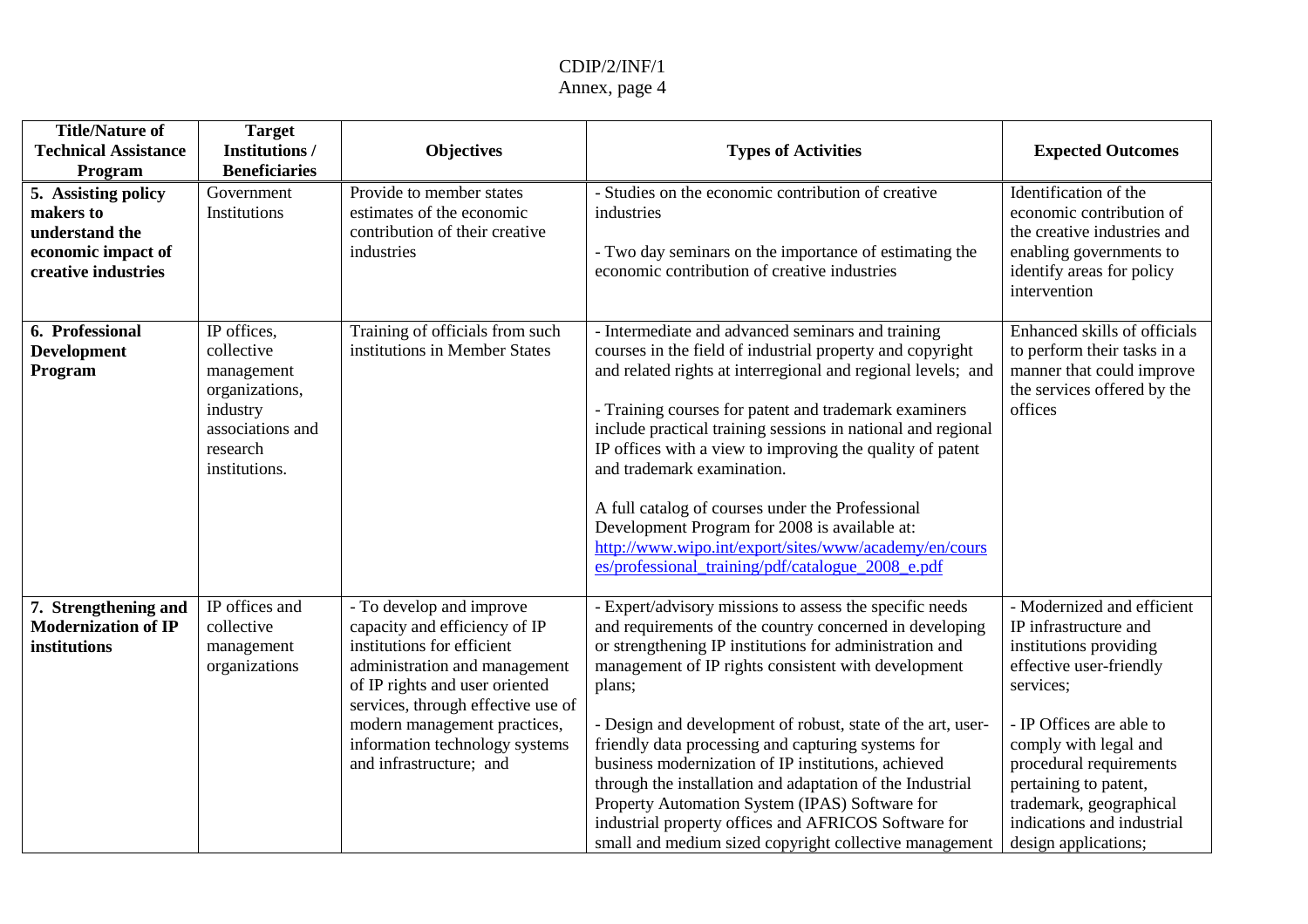| Title/Nature of Technical Assistance Program | Target Institutions / Beneficiaries | Objectives | Types of Activities | Expected Outcomes |
|---|---|---|---|---|
| **5. Assisting policy makers to understand the economic impact of creative industries** | Government Institutions | Provide to member states estimates of the economic contribution of their creative industries | - Studies on the economic contribution of creative industries<br><br>- Two day seminars on the importance of estimating the economic contribution of creative industries | Identification of the economic contribution of the creative industries and enabling governments to identify areas for policy intervention |
| **6. Professional Development Program** | IP offices, collective management organizations, industry associations and research institutions. | Training of officials from such institutions in Member States | - Intermediate and advanced seminars and training courses in the field of industrial property and copyright and related rights at interregional and regional levels; and<br><br>- Training courses for patent and trademark examiners include practical training sessions in national and regional IP offices with a view to improving the quality of patent and trademark examination.<br><br>A full catalog of courses under the Professional Development Program for 2008 is available at: http://www.wipo.int/export/sites/www/academy/en/courses/professional_training/pdf/catalogue_2008_e.pdf | Enhanced skills of officials to perform their tasks in a manner that could improve the services offered by the offices |
| **7. Strengthening and Modernization of IP institutions** | IP offices and collective management organizations | - To develop and improve capacity and efficiency of IP institutions for efficient administration and management of IP rights and user oriented services, through effective use of modern management practices, information technology systems and infrastructure; and | - Expert/advisory missions to assess the specific needs and requirements of the country concerned in developing or strengthening IP institutions for administration and management of IP rights consistent with development plans;<br><br>- Design and development of robust, state of the art, user-friendly data processing and capturing systems for business modernization of IP institutions, achieved through the installation and adaptation of the Industrial Property Automation System (IPAS) Software for industrial property offices and AFRICOS Software for small and medium sized copyright collective management | - Modernized and efficient IP infrastructure and institutions providing effective user-friendly services;<br><br>- IP Offices are able to comply with legal and procedural requirements pertaining to patent, trademark, geographical indications and industrial design applications; |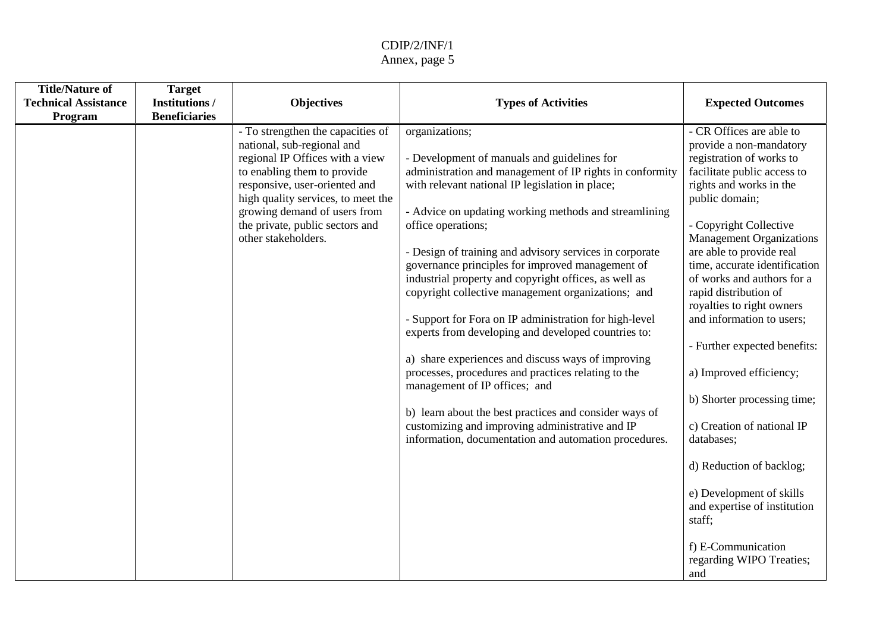| Title/Nature of Technical Assistance Program | Target Institutions / Beneficiaries | Objectives | Types of Activities | Expected Outcomes |
|---|---|---|---|---|
| | | - To strengthen the capacities of national, sub-regional and regional IP Offices with a view to enabling them to provide responsive, user-oriented and high quality services, to meet the growing demand of users from the private, public sectors and other stakeholders. | organizations;<br><br>- Development of manuals and guidelines for administration and management of IP rights in conformity with relevant national IP legislation in place;<br><br>- Advice on updating working methods and streamlining office operations;<br><br>- Design of training and advisory services in corporate governance principles for improved management of industrial property and copyright offices, as well as copyright collective management organizations; and<br><br>- Support for Fora on IP administration for high-level experts from developing and developed countries to:<br><br>a) share experiences and discuss ways of improving processes, procedures and practices relating to the management of IP offices; and<br><br>b) learn about the best practices and consider ways of customizing and improving administrative and IP information, documentation and automation procedures. | - CR Offices are able to provide a non-mandatory registration of works to facilitate public access to rights and works in the public domain;<br><br>- Copyright Collective Management Organizations are able to provide real time, accurate identification of works and authors for a rapid distribution of royalties to right owners and information to users;<br><br>- Further expected benefits:<br><br>a) Improved efficiency;<br><br>b) Shorter processing time;<br><br>c) Creation of national IP databases;<br><br>d) Reduction of backlog;<br><br>e) Development of skills and expertise of institution staff;<br><br>f) E-Communication regarding WIPO Treaties; and |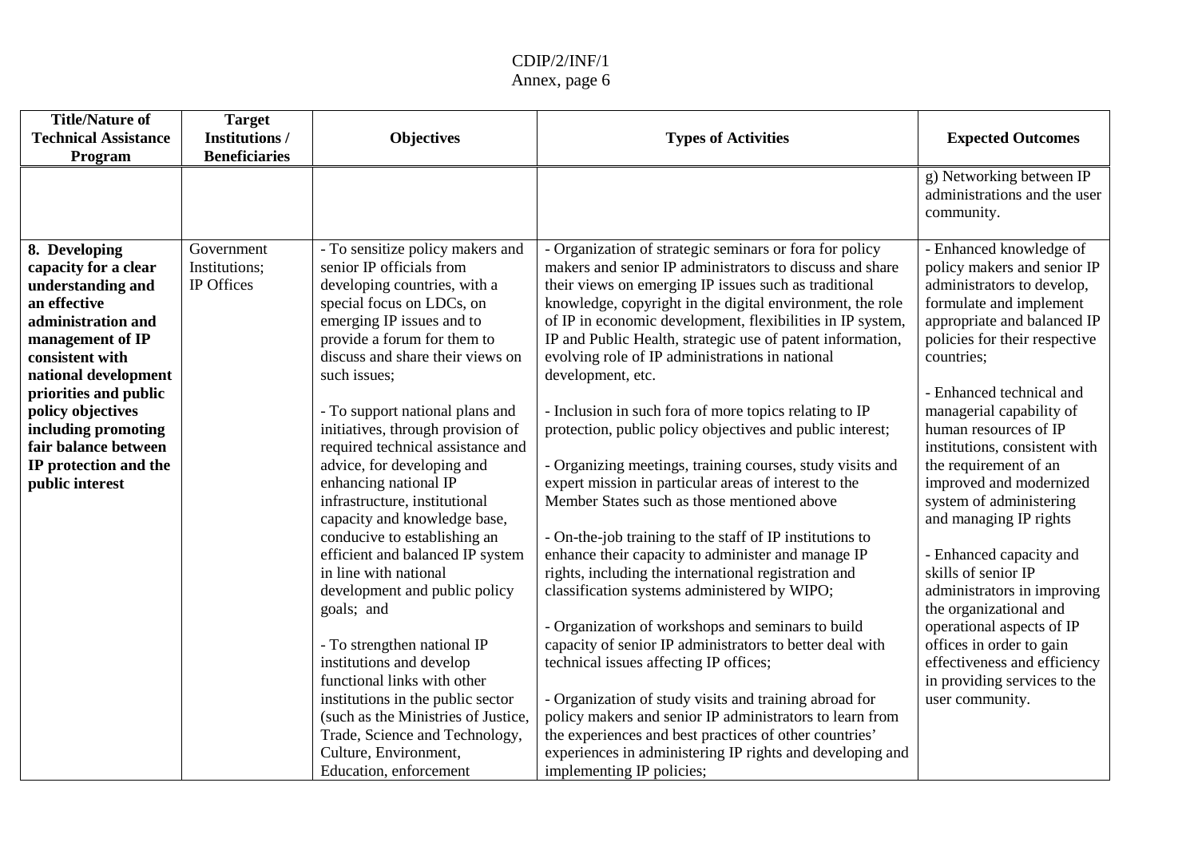| Title/Nature of Technical Assistance Program | Target Institutions / Beneficiaries | Objectives | Types of Activities | Expected Outcomes |
|---|---|---|---|---|
| | | | | g) Networking between IP administrations and the user community. |
| **8. Developing capacity for a clear understanding and an effective administration and management of IP consistent with national development priorities and public policy objectives including promoting fair balance between IP protection and the public interest** | Government Institutions; IP Offices | - To sensitize policy makers and senior IP officials from developing countries, with a special focus on LDCs, on emerging IP issues and to provide a forum for them to discuss and share their views on such issues;<br><br>- To support national plans and initiatives, through provision of required technical assistance and advice, for developing and enhancing national IP infrastructure, institutional capacity and knowledge base, conducive to establishing an efficient and balanced IP system in line with national development and public policy goals; and<br><br>- To strengthen national IP institutions and develop functional links with other institutions in the public sector (such as the Ministries of Justice, Trade, Science and Technology, Culture, Environment, Education, enforcement | - Organization of strategic seminars or fora for policy makers and senior IP administrators to discuss and share their views on emerging IP issues such as traditional knowledge, copyright in the digital environment, the role of IP in economic development, flexibilities in IP system, IP and Public Health, strategic use of patent information, evolving role of IP administrations in national development, etc.<br><br>- Inclusion in such fora of more topics relating to IP protection, public policy objectives and public interest;<br><br>- Organizing meetings, training courses, study visits and expert mission in particular areas of interest to the Member States such as those mentioned above<br><br>- On-the-job training to the staff of IP institutions to enhance their capacity to administer and manage IP rights, including the international registration and classification systems administered by WIPO;<br><br>- Organization of workshops and seminars to build capacity of senior IP administrators to better deal with technical issues affecting IP offices;<br><br>- Organization of study visits and training abroad for policy makers and senior IP administrators to learn from the experiences and best practices of other countries' experiences in administering IP rights and developing and implementing IP policies; | - Enhanced knowledge of policy makers and senior IP administrators to develop, formulate and implement appropriate and balanced IP policies for their respective countries;<br><br>- Enhanced technical and managerial capability of human resources of IP institutions, consistent with the requirement of an improved and modernized system of administering and managing IP rights<br><br>- Enhanced capacity and skills of senior IP administrators in improving the organizational and operational aspects of IP offices in order to gain effectiveness and efficiency in providing services to the user community. |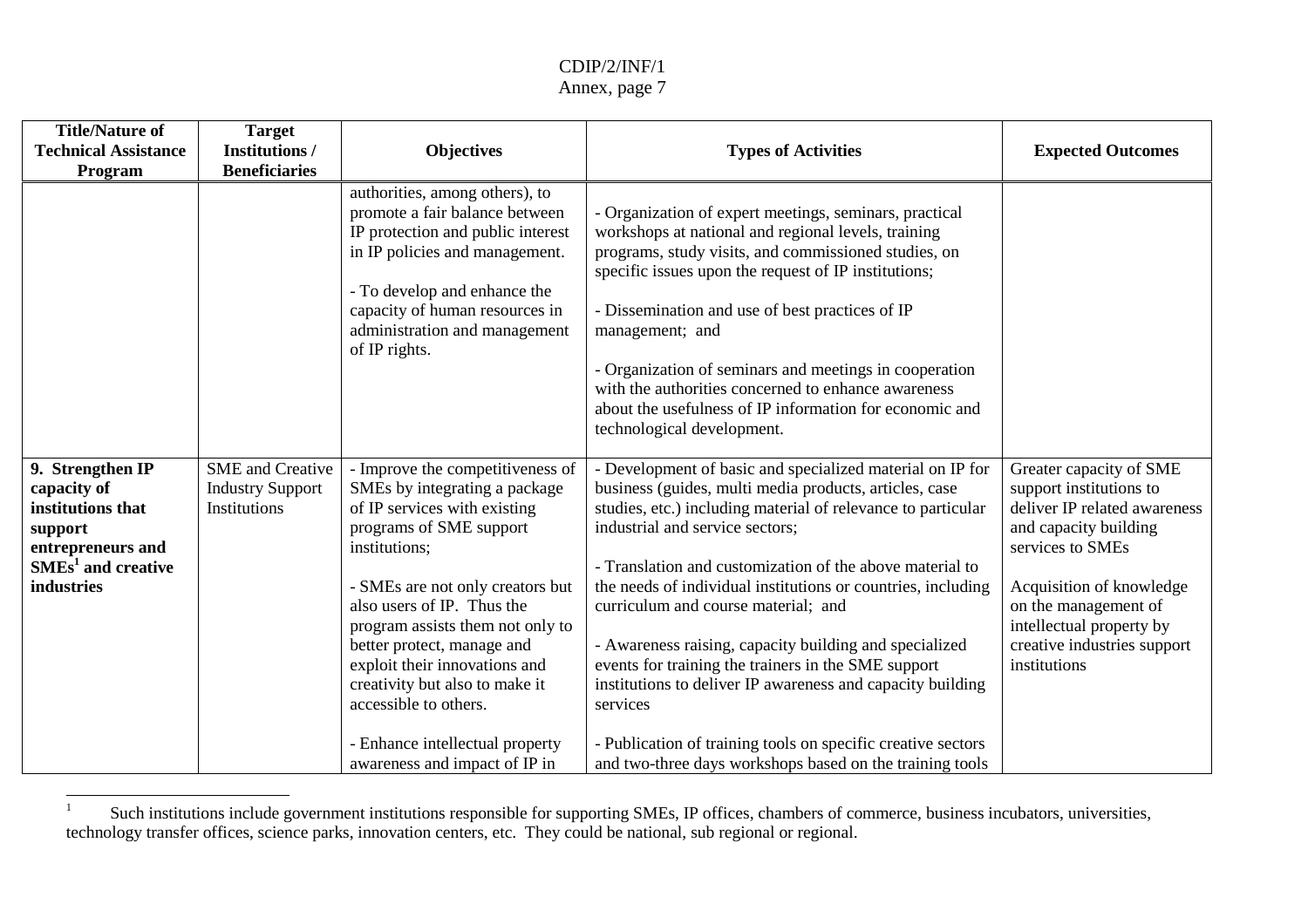| Title/Nature of Technical Assistance Program | Target Institutions / Beneficiaries | Objectives | Types of Activities | Expected Outcomes |
|---|---|---|---|---|
| | | authorities, among others), to promote a fair balance between IP protection and public interest in IP policies and management.<br><br>- To develop and enhance the capacity of human resources in administration and management of IP rights. | - Organization of expert meetings, seminars, practical workshops at national and regional levels, training programs, study visits, and commissioned studies, on specific issues upon the request of IP institutions;<br><br>- Dissemination and use of best practices of IP management; and<br><br>- Organization of seminars and meetings in cooperation with the authorities concerned to enhance awareness about the usefulness of IP information for economic and technological development. | |
| **9. Strengthen IP capacity of institutions that support entrepreneurs and SMEs[1] and creative industries** | SME and Creative Industry Support Institutions | - Improve the competitiveness of SMEs by integrating a package of IP services with existing programs of SME support institutions;<br><br>- SMEs are not only creators but also users of IP. Thus the program assists them not only to better protect, manage and exploit their innovations and creativity but also to make it accessible to others.<br><br>- Enhance intellectual property awareness and impact of IP in | - Development of basic and specialized material on IP for business (guides, multi media products, articles, case studies, etc.) including material of relevance to particular industrial and service sectors;<br><br>- Translation and customization of the above material to the needs of individual institutions or countries, including curriculum and course material; and<br><br>- Awareness raising, capacity building and specialized events for training the trainers in the SME support institutions to deliver IP awareness and capacity building services<br><br>- Publication of training tools on specific creative sectors and two-three days workshops based on the training tools | Greater capacity of SME support institutions to deliver IP related awareness and capacity building services to SMEs<br><br>Acquisition of knowledge on the management of intellectual property by creative industries support institutions |

[1] Such institutions include government institutions responsible for supporting SMEs, IP offices, chambers of commerce, business incubators, universities, technology transfer offices, science parks, innovation centers, etc. They could be national, sub regional or regional.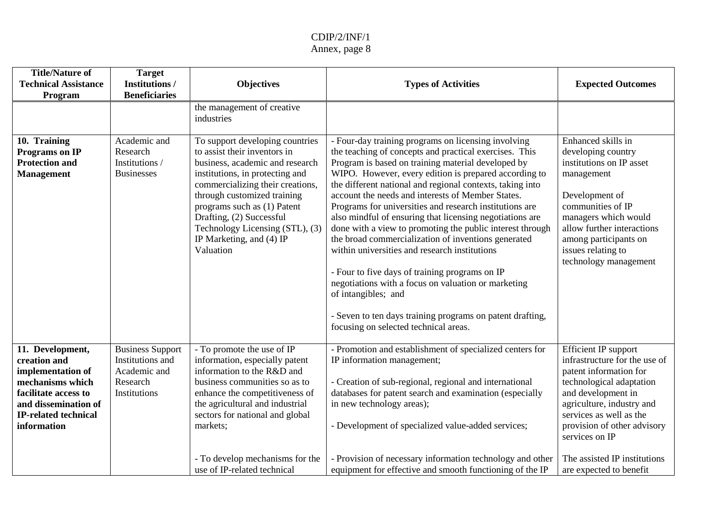| Title/Nature of Technical Assistance Program | Target Institutions / Beneficiaries | Objectives | Types of Activities | Expected Outcomes |
|---|---|---|---|---|
| | | the management of creative industries | | |
| **10. Training Programs on IP Protection and Management** | Academic and Research Institutions / Businesses | To support developing countries to assist their inventors in business, academic and research institutions, in protecting and commercializing their creations, through customized training programs such as (1) Patent Drafting, (2) Successful Technology Licensing (STL), (3) IP Marketing, and (4) IP Valuation | - Four-day training programs on licensing involving the teaching of concepts and practical exercises. This Program is based on training material developed by WIPO. However, every edition is prepared according to the different national and regional contexts, taking into account the needs and interests of Member States. Programs for universities and research institutions are also mindful of ensuring that licensing negotiations are done with a view to promoting the public interest through the broad commercialization of inventions generated within universities and research institutions<br><br>- Four to five days of training programs on IP negotiations with a focus on valuation or marketing of intangibles; and<br><br>- Seven to ten days training programs on patent drafting, focusing on selected technical areas. | Enhanced skills in developing country institutions on IP asset management<br><br>Development of communities of IP managers which would allow further interactions among participants on issues relating to technology management |
| **11. Development, creation and implementation of mechanisms which facilitate access to and dissemination of IP-related technical information** | Business Support Institutions and Academic and Research Institutions | - To promote the use of IP information, especially patent information to the R&D and business communities so as to enhance the competitiveness of the agricultural and industrial sectors for national and global markets;<br><br>- To develop mechanisms for the use of IP-related technical | - Promotion and establishment of specialized centers for IP information management;<br><br>- Creation of sub-regional, regional and international databases for patent search and examination (especially in new technology areas);<br><br>- Development of specialized value-added services;<br><br>- Provision of necessary information technology and other equipment for effective and smooth functioning of the IP | Efficient IP support infrastructure for the use of patent information for technological adaptation and development in agriculture, industry and services as well as the provision of other advisory services on IP<br><br>The assisted IP institutions are expected to benefit |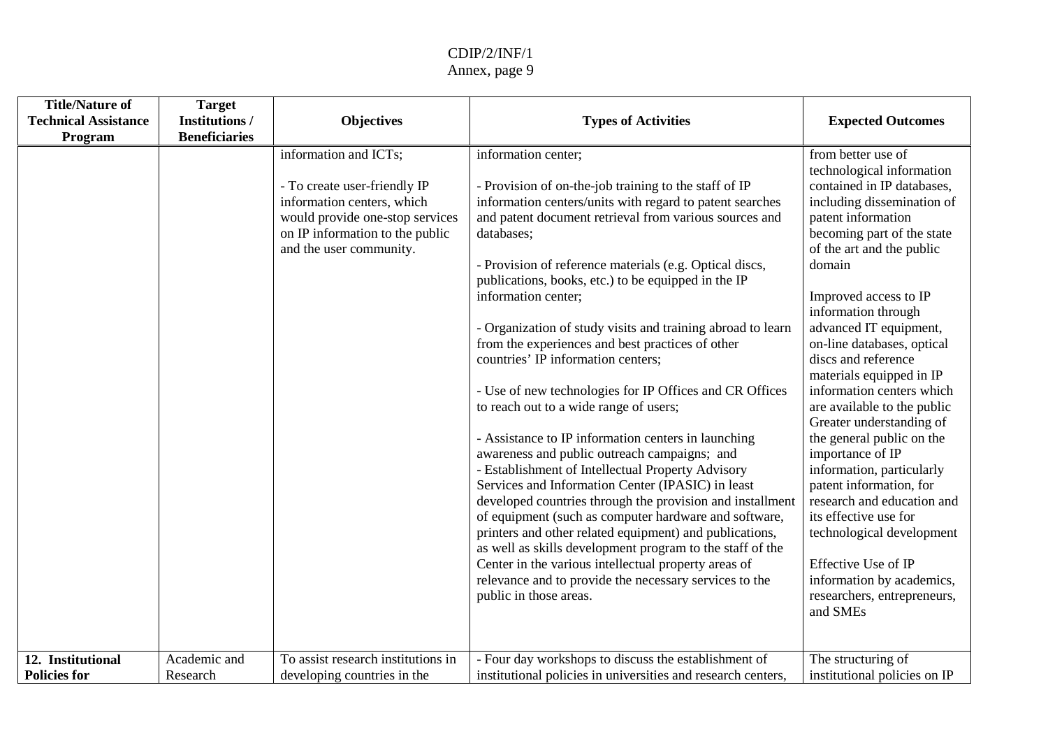| Title/Nature of Technical Assistance Program | Target Institutions / Beneficiaries | Objectives | Types of Activities | Expected Outcomes |
|---|---|---|---|---|
| | | information and ICTs;<br><br>- To create user-friendly IP information centers, which would provide one-stop services on IP information to the public and the user community. | information center;<br><br>- Provision of on-the-job training to the staff of IP information centers/units with regard to patent searches and patent document retrieval from various sources and databases;<br><br>- Provision of reference materials (e.g. Optical discs, publications, books, etc.) to be equipped in the IP information center;<br><br>- Organization of study visits and training abroad to learn from the experiences and best practices of other countries' IP information centers;<br><br>- Use of new technologies for IP Offices and CR Offices to reach out to a wide range of users;<br><br>- Assistance to IP information centers in launching awareness and public outreach campaigns; and<br>- Establishment of Intellectual Property Advisory Services and Information Center (IPASIC) in least developed countries through the provision and installment of equipment (such as computer hardware and software, printers and other related equipment) and publications, as well as skills development program to the staff of the Center in the various intellectual property areas of relevance and to provide the necessary services to the public in those areas. | from better use of technological information contained in IP databases, including dissemination of patent information becoming part of the state of the art and the public domain<br><br>Improved access to IP information through advanced IT equipment, on-line databases, optical discs and reference materials equipped in IP information centers which are available to the public<br>Greater understanding of the general public on the importance of IP information, particularly patent information, for research and education and its effective use for technological development<br><br>Effective Use of IP information by academics, researchers, entrepreneurs, and SMEs |
| **12. Institutional Policies for** | Academic and Research | To assist research institutions in developing countries in the | - Four day workshops to discuss the establishment of institutional policies in universities and research centers, | The structuring of institutional policies on IP |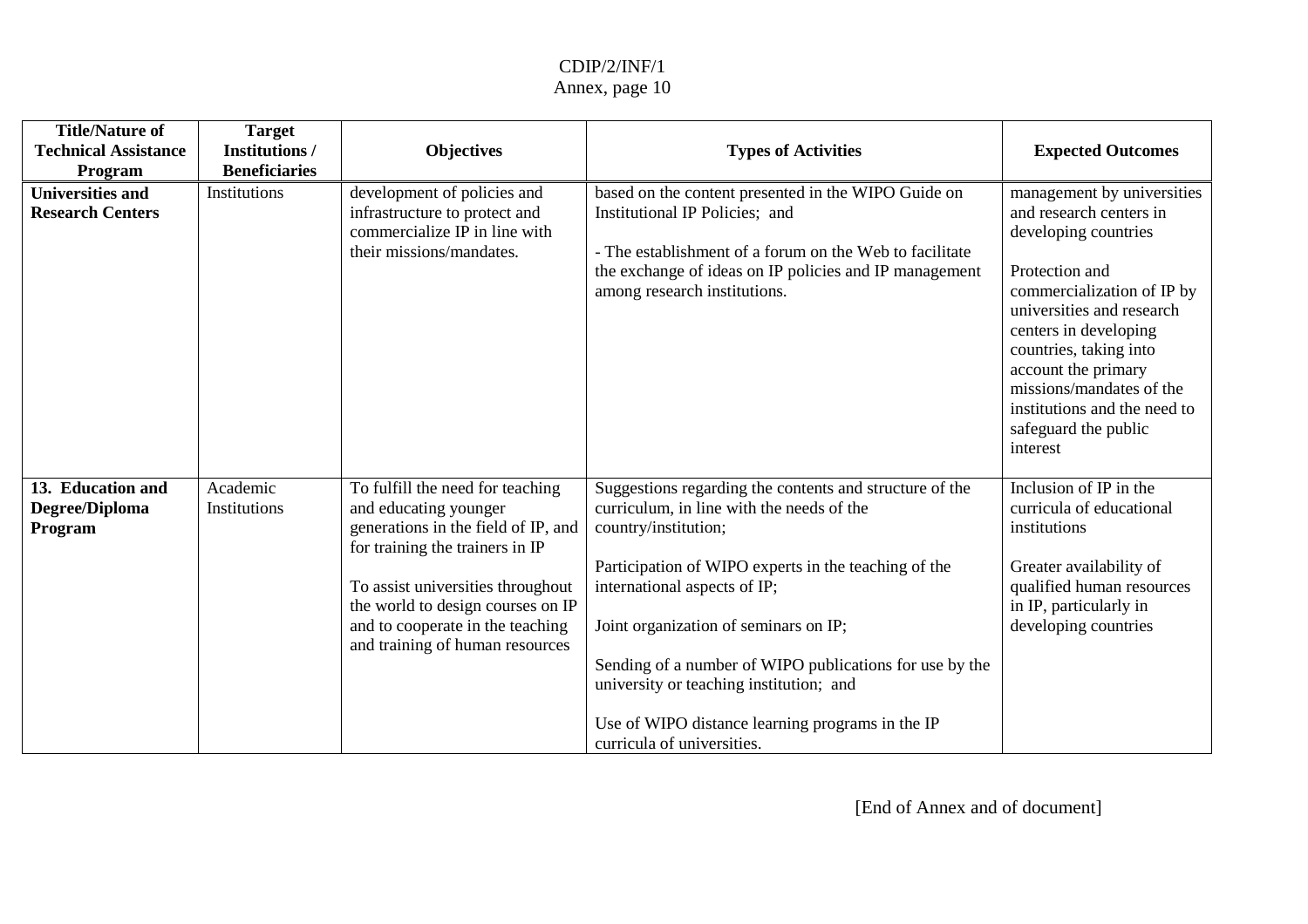| Title/Nature of Technical Assistance Program | Target Institutions / Beneficiaries | Objectives | Types of Activities | Expected Outcomes |
|---|---|---|---|---|
| **Universities and Research Centers** | Institutions | development of policies and infrastructure to protect and commercialize IP in line with their missions/mandates. | based on the content presented in the WIPO Guide on Institutional IP Policies; and<br><br>- The establishment of a forum on the Web to facilitate the exchange of ideas on IP policies and IP management among research institutions. | management by universities and research centers in developing countries<br><br>Protection and commercialization of IP by universities and research centers in developing countries, taking into account the primary missions/mandates of the institutions and the need to safeguard the public interest |
| **13. Education and Degree/Diploma Program** | Academic Institutions | To fulfill the need for teaching and educating younger generations in the field of IP, and for training the trainers in IP<br><br>To assist universities throughout the world to design courses on IP and to cooperate in the teaching and training of human resources | Suggestions regarding the contents and structure of the curriculum, in line with the needs of the country/institution;<br><br>Participation of WIPO experts in the teaching of the international aspects of IP;<br><br>Joint organization of seminars on IP;<br><br>Sending of a number of WIPO publications for use by the university or teaching institution; and<br><br>Use of WIPO distance learning programs in the IP curricula of universities. | Inclusion of IP in the curricula of educational institutions<br><br>Greater availability of qualified human resources in IP, particularly in developing countries |

[End of Annex and of document]